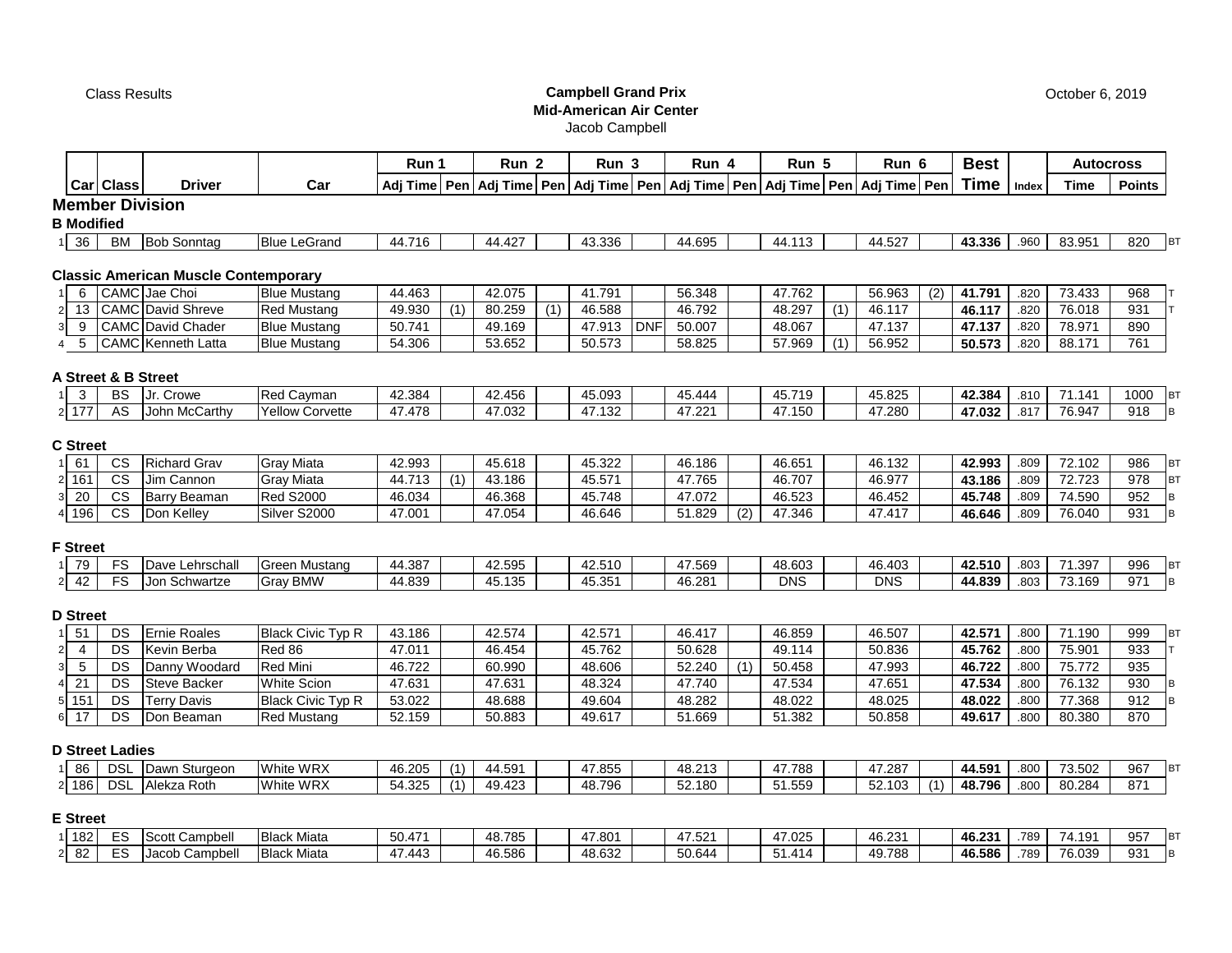Class Results

**Campbell Grand Prix**
**Mid-American Air Center**
Jacob Campbell

October 6, 2019

| | | | | | Run 1 | | Run 2 | | Run 3 | | Run 4 | | Run 5 | | Run 6 | | Best | | Autocross | | |
|---|---|---|---|---|---|---|---|---|---|---|---|---|---|---|---|---|---|---|---|---|---|
| | Car | Class | Driver | Car | Adj Time | Pen | Adj Time | Pen | Adj Time | Pen | Adj Time | Pen | Adj Time | Pen | Adj Time | Pen | Time | Index | Time | Points | |
| **Member Division** | | | | | | | | | | | | | | | | | | | | | |
| **B Modified** | | | | | | | | | | | | | | | | | | | | | |
| 1 | 36 | BM | Bob Sonntag | Blue LeGrand | 44.716 | | 44.427 | | 43.336 | | 44.695 | | 44.113 | | 44.527 | | **43.336** | .960 | 83.951 | 820 | BT |
| **Classic American Muscle Contemporary** | | | | | | | | | | | | | | | | | | | | | |
| 1 | 6 | CAMC | Jae Choi | Blue Mustang | 44.463 | | 42.075 | | 41.791 | | 56.348 | | 47.762 | | 56.963 | (2) | **41.791** | .820 | 73.433 | 968 | T |
| 2 | 13 | CAMC | David Shreve | Red Mustang | 49.930 | (1) | 80.259 | (1) | 46.588 | | 46.792 | | 48.297 | (1) | 46.117 | | **46.117** | .820 | 76.018 | 931 | T |
| 3 | 9 | CAMC | David Chader | Blue Mustang | 50.741 | | 49.169 | | 47.913 | DNF | 50.007 | | 48.067 | | 47.137 | | **47.137** | .820 | 78.971 | 890 | |
| 4 | 5 | CAMC | Kenneth Latta | Blue Mustang | 54.306 | | 53.652 | | 50.573 | | 58.825 | | 57.969 | (1) | 56.952 | | **50.573** | .820 | 88.171 | 761 | |
| **A Street & B Street** | | | | | | | | | | | | | | | | | | | | | |
| 1 | 3 | BS | Jr. Crowe | Red Cayman | 42.384 | | 42.456 | | 45.093 | | 45.444 | | 45.719 | | 45.825 | | **42.384** | .810 | 71.141 | 1000 | BT |
| 2 | 177 | AS | John McCarthy | Yellow Corvette | 47.478 | | 47.032 | | 47.132 | | 47.221 | | 47.150 | | 47.280 | | **47.032** | .817 | 76.947 | 918 | B |
| **C Street** | | | | | | | | | | | | | | | | | | | | | |
| 1 | 61 | CS | Richard Grav | Gray Miata | 42.993 | | 45.618 | | 45.322 | | 46.186 | | 46.651 | | 46.132 | | **42.993** | .809 | 72.102 | 986 | BT |
| 2 | 161 | CS | Jim Cannon | Gray Miata | 44.713 | (1) | 43.186 | | 45.571 | | 47.765 | | 46.707 | | 46.977 | | **43.186** | .809 | 72.723 | 978 | BT |
| 3 | 20 | CS | Barry Beaman | Red S2000 | 46.034 | | 46.368 | | 45.748 | | 47.072 | | 46.523 | | 46.452 | | **45.748** | .809 | 74.590 | 952 | B |
| 4 | 196 | CS | Don Kelley | Silver S2000 | 47.001 | | 47.054 | | 46.646 | | 51.829 | (2) | 47.346 | | 47.417 | | **46.646** | .809 | 76.040 | 931 | B |
| **F Street** | | | | | | | | | | | | | | | | | | | | | |
| 1 | 79 | FS | Dave Lehrschall | Green Mustang | 44.387 | | 42.595 | | 42.510 | | 47.569 | | 48.603 | | 46.403 | | **42.510** | .803 | 71.397 | 996 | BT |
| 2 | 42 | FS | Jon Schwartze | Gray BMW | 44.839 | | 45.135 | | 45.351 | | 46.281 | | DNS | | DNS | | **44.839** | .803 | 73.169 | 971 | B |
| **D Street** | | | | | | | | | | | | | | | | | | | | | |
| 1 | 51 | DS | Ernie Roales | Black Civic Typ R | 43.186 | | 42.574 | | 42.571 | | 46.417 | | 46.859 | | 46.507 | | **42.571** | .800 | 71.190 | 999 | BT |
| 2 | 4 | DS | Kevin Berba | Red 86 | 47.011 | | 46.454 | | 45.762 | | 50.628 | | 49.114 | | 50.836 | | **45.762** | .800 | 75.901 | 933 | T |
| 3 | 5 | DS | Danny Woodard | Red Mini | 46.722 | | 60.990 | | 48.606 | | 52.240 | (1) | 50.458 | | 47.993 | | **46.722** | .800 | 75.772 | 935 | |
| 4 | 21 | DS | Steve Backer | White Scion | 47.631 | | 47.631 | | 48.324 | | 47.740 | | 47.534 | | 47.651 | | **47.534** | .800 | 76.132 | 930 | B |
| 5 | 151 | DS | Terry Davis | Black Civic Typ R | 53.022 | | 48.688 | | 49.604 | | 48.282 | | 48.022 | | 48.025 | | **48.022** | .800 | 77.368 | 912 | B |
| 6 | 17 | DS | Don Beaman | Red Mustang | 52.159 | | 50.883 | | 49.617 | | 51.669 | | 51.382 | | 50.858 | | **49.617** | .800 | 80.380 | 870 | |
| **D Street Ladies** | | | | | | | | | | | | | | | | | | | | | |
| 1 | 86 | DSL | Dawn Sturgeon | White WRX | 46.205 | (1) | 44.591 | | 47.855 | | 48.213 | | 47.788 | | 47.287 | | **44.591** | .800 | 73.502 | 967 | BT |
| 2 | 186 | DSL | Alekza Roth | White WRX | 54.325 | (1) | 49.423 | | 48.796 | | 52.180 | | 51.559 | | 52.103 | (1) | **48.796** | .800 | 80.284 | 871 | |
| **E Street** | | | | | | | | | | | | | | | | | | | | | |
| 1 | 182 | ES | Scott Campbell | Black Miata | 50.471 | | 48.785 | | 47.801 | | 47.521 | | 47.025 | | 46.231 | | **46.231** | .789 | 74.191 | 957 | BT |
| 2 | 82 | ES | Jacob Campbell | Black Miata | 47.443 | | 46.586 | | 48.632 | | 50.644 | | 51.414 | | 49.788 | | **46.586** | .789 | 76.039 | 931 | B |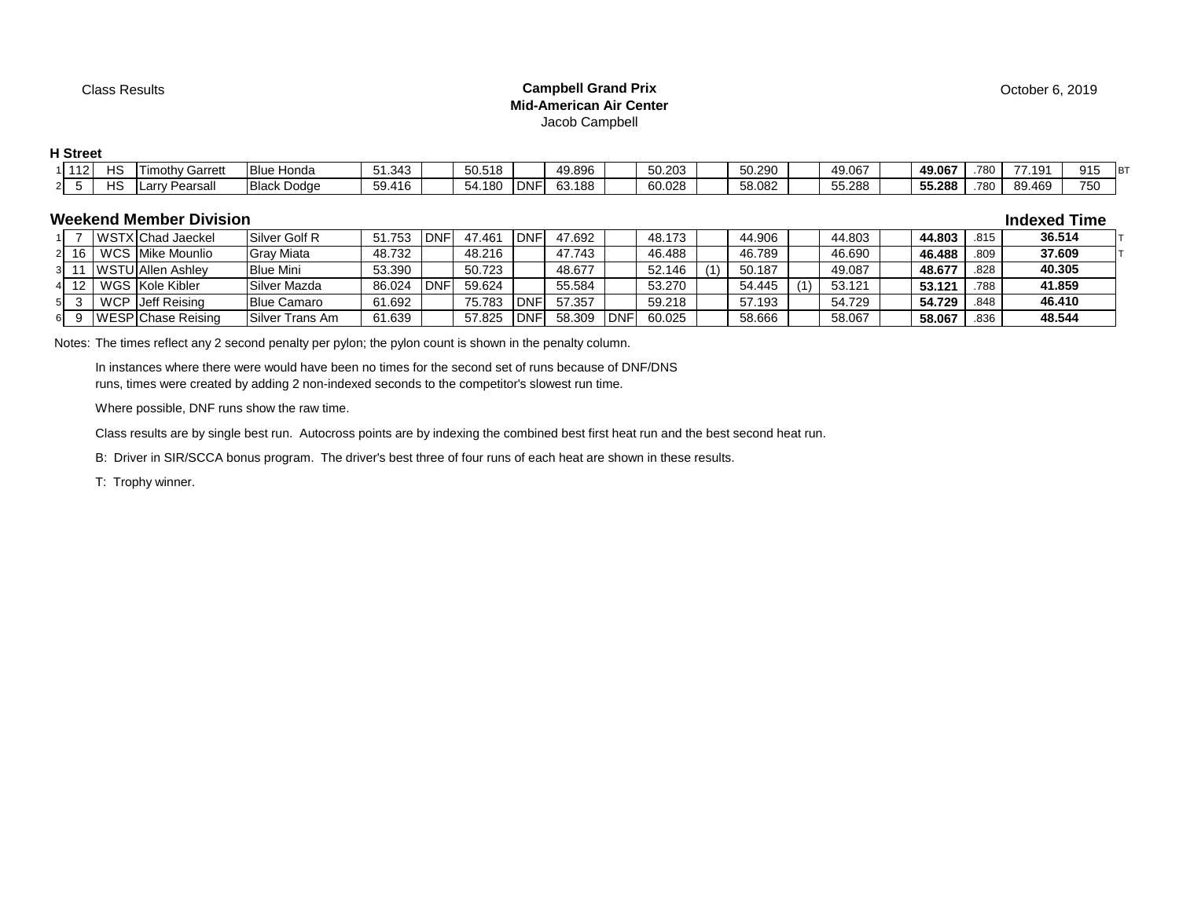Class Results

**Campbell Grand Prix**
**Mid-American Air Center**
Jacob Campbell

October 6, 2019

### H Street

| | | | | | | | | | | | | | | | | | | | | |
|---|---|---|---|---|---|---|---|---|---|---|---|---|---|---|---|---|---|---|---|---|
| 1 | 112 | HS | Timothy Garrett | Blue Honda | 51.343 | | 50.518 | | 49.896 | | 50.203 | | 50.290 | | 49.067 | | **49.067** | .780 | 77.191 | 915 | BT |
| 2 | 5 | HS | Larry Pearsall | Black Dodge | 59.416 | | 54.180 | DNF | 63.188 | | 60.028 | | 58.082 | | 55.288 | | **55.288** | .780 | 89.469 | 750 | |

### Weekend Member Division

**Indexed Time**

| | | | | | | | | | | | | | | | | | | | | |
|---|---|---|---|---|---|---|---|---|---|---|---|---|---|---|---|---|---|---|---|---|
| 1 | 7 | WSTX | Chad Jaeckel | Silver Golf R | 51.753 | DNF | 47.461 | DNF | 47.692 | | 48.173 | | 44.906 | | 44.803 | | **44.803** | .815 | **36.514** | T |
| 2 | 16 | WCS | Mike Mounlio | Gray Miata | 48.732 | | 48.216 | | 47.743 | | 46.488 | | 46.789 | | 46.690 | | **46.488** | .809 | **37.609** | T |
| 3 | 11 | WSTU | Allen Ashley | Blue Mini | 53.390 | | 50.723 | | 48.677 | | 52.146 | (1) | 50.187 | | 49.087 | | **48.677** | .828 | **40.305** | |
| 4 | 12 | WGS | Kole Kibler | Silver Mazda | 86.024 | DNF | 59.624 | | 55.584 | | 53.270 | | 54.445 | (1) | 53.121 | | **53.121** | .788 | **41.859** | |
| 5 | 3 | WCP | Jeff Reising | Blue Camaro | 61.692 | | 75.783 | DNF | 57.357 | | 59.218 | | 57.193 | | 54.729 | | **54.729** | .848 | **46.410** | |
| 6 | 9 | WESP | Chase Reising | Silver Trans Am | 61.639 | | 57.825 | DNF | 58.309 | DNF | 60.025 | | 58.666 | | 58.067 | | **58.067** | .836 | **48.544** | |

Notes: The times reflect any 2 second penalty per pylon; the pylon count is shown in the penalty column.

In instances where there were would have been no times for the second set of runs because of DNF/DNS runs, times were created by adding 2 non-indexed seconds to the competitor's slowest run time.

Where possible, DNF runs show the raw time.

Class results are by single best run. Autocross points are by indexing the combined best first heat run and the best second heat run.

B: Driver in SIR/SCCA bonus program. The driver's best three of four runs of each heat are shown in these results.

T: Trophy winner.